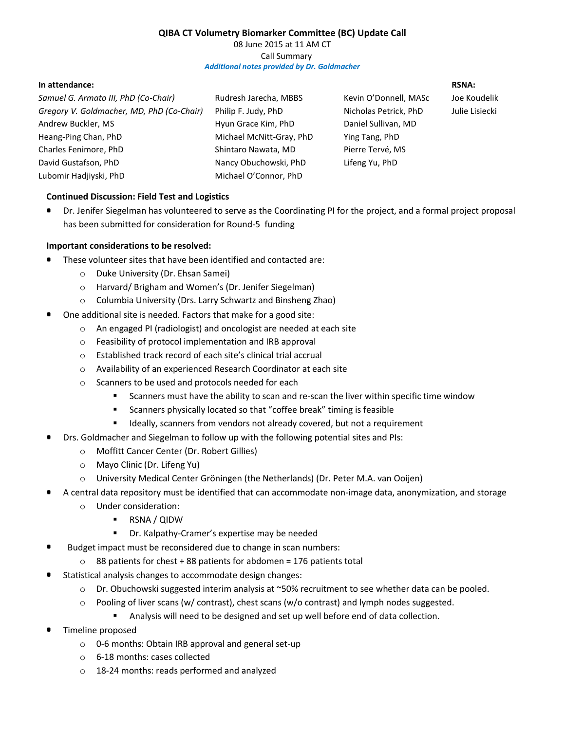# QIBA CT Volumetry Biomarker Committee (BC) Update Call

08 June 2015 at 11 AM CT

Call Summary

*Additional notes provided by Dr. Goldmacher*

**In attendance:**

| | | | RSNA: |
|---|---|---|---|
| *Samuel G. Armato III, PhD (Co-Chair)* | Rudresh Jarecha, MBBS | Kevin O'Donnell, MASc | Joe Koudelik |
| *Gregory V. Goldmacher, MD, PhD (Co-Chair)* | Philip F. Judy, PhD | Nicholas Petrick, PhD | Julie Lisiecki |
| Andrew Buckler, MS | Hyun Grace Kim, PhD | Daniel Sullivan, MD | |
| Heang-Ping Chan, PhD | Michael McNitt-Gray, PhD | Ying Tang, PhD | |
| Charles Fenimore, PhD | Shintaro Nawata, MD | Pierre Tervé, MS | |
| David Gustafson, PhD | Nancy Obuchowski, PhD | Lifeng Yu, PhD | |
| Lubomir Hadjiyski, PhD | Michael O'Connor, PhD | | |

**Continued Discussion: Field Test and Logistics**

- Dr. Jenifer Siegelman has volunteered to serve as the Coordinating PI for the project, and a formal project proposal has been submitted for consideration for Round-5 funding

**Important considerations to be resolved:**

- These volunteer sites that have been identified and contacted are:
  - Duke University (Dr. Ehsan Samei)
  - Harvard/ Brigham and Women's (Dr. Jenifer Siegelman)
  - Columbia University (Drs. Larry Schwartz and Binsheng Zhao)
- One additional site is needed. Factors that make for a good site:
  - An engaged PI (radiologist) and oncologist are needed at each site
  - Feasibility of protocol implementation and IRB approval
  - Established track record of each site's clinical trial accrual
  - Availability of an experienced Research Coordinator at each site
  - Scanners to be used and protocols needed for each
    - Scanners must have the ability to scan and re-scan the liver within specific time window
    - Scanners physically located so that "coffee break" timing is feasible
    - Ideally, scanners from vendors not already covered, but not a requirement
- Drs. Goldmacher and Siegelman to follow up with the following potential sites and PIs:
  - Moffitt Cancer Center (Dr. Robert Gillies)
  - Mayo Clinic (Dr. Lifeng Yu)
  - University Medical Center Gröningen (the Netherlands) (Dr. Peter M.A. van Ooijen)
- A central data repository must be identified that can accommodate non-image data, anonymization, and storage
  - Under consideration:
    - RSNA / QIDW
    - Dr. Kalpathy-Cramer's expertise may be needed
- Budget impact must be reconsidered due to change in scan numbers:
  - 88 patients for chest + 88 patients for abdomen = 176 patients total
- Statistical analysis changes to accommodate design changes:
  - Dr. Obuchowski suggested interim analysis at ~50% recruitment to see whether data can be pooled.
  - Pooling of liver scans (w/ contrast), chest scans (w/o contrast) and lymph nodes suggested.
    - Analysis will need to be designed and set up well before end of data collection.
- Timeline proposed
  - 0-6 months: Obtain IRB approval and general set-up
  - 6-18 months: cases collected
  - 18-24 months: reads performed and analyzed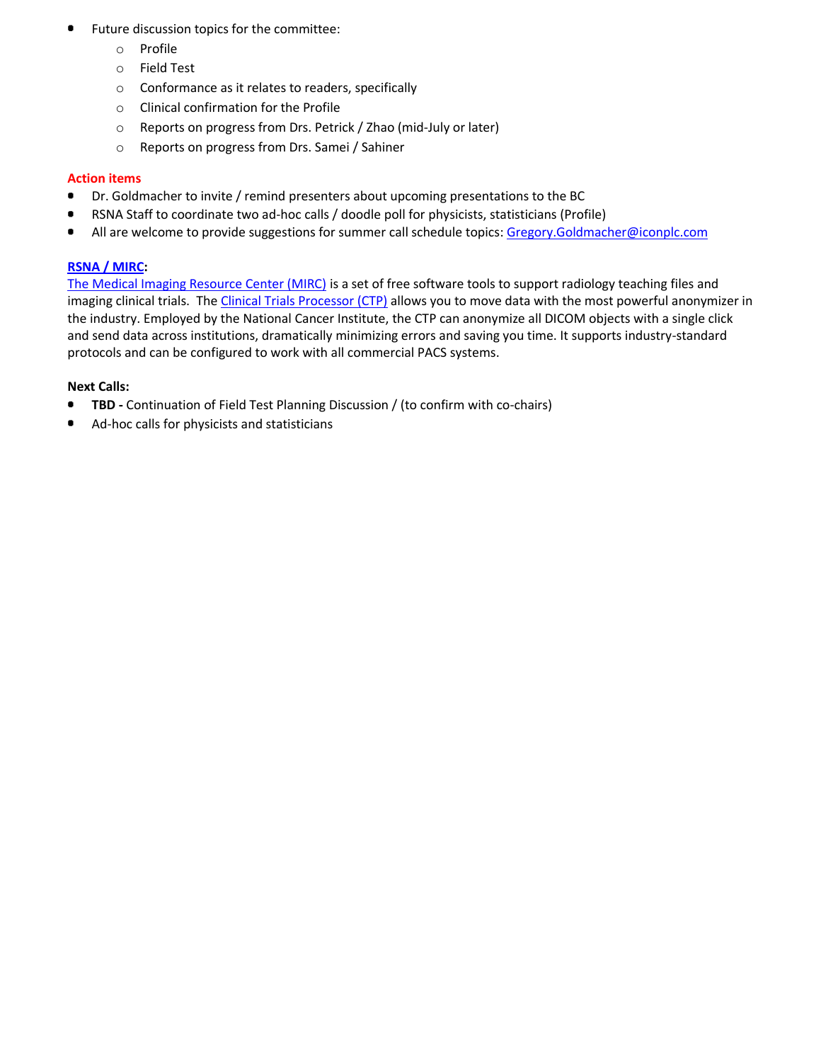- Future discussion topics for the committee:
  - Profile
  - Field Test
  - Conformance as it relates to readers, specifically
  - Clinical confirmation for the Profile
  - Reports on progress from Drs. Petrick / Zhao (mid-July or later)
  - Reports on progress from Drs. Samei / Sahiner

**Action items**

- Dr. Goldmacher to invite / remind presenters about upcoming presentations to the BC
- RSNA Staff to coordinate two ad-hoc calls / doodle poll for physicists, statisticians (Profile)
- All are welcome to provide suggestions for summer call schedule topics: Gregory.Goldmacher@iconplc.com

**RSNA / MIRC:**

The Medical Imaging Resource Center (MIRC) is a set of free software tools to support radiology teaching files and imaging clinical trials. The Clinical Trials Processor (CTP) allows you to move data with the most powerful anonymizer in the industry. Employed by the National Cancer Institute, the CTP can anonymize all DICOM objects with a single click and send data across institutions, dramatically minimizing errors and saving you time. It supports industry-standard protocols and can be configured to work with all commercial PACS systems.

**Next Calls:**

- **TBD -** Continuation of Field Test Planning Discussion / (to confirm with co-chairs)
- Ad-hoc calls for physicists and statisticians